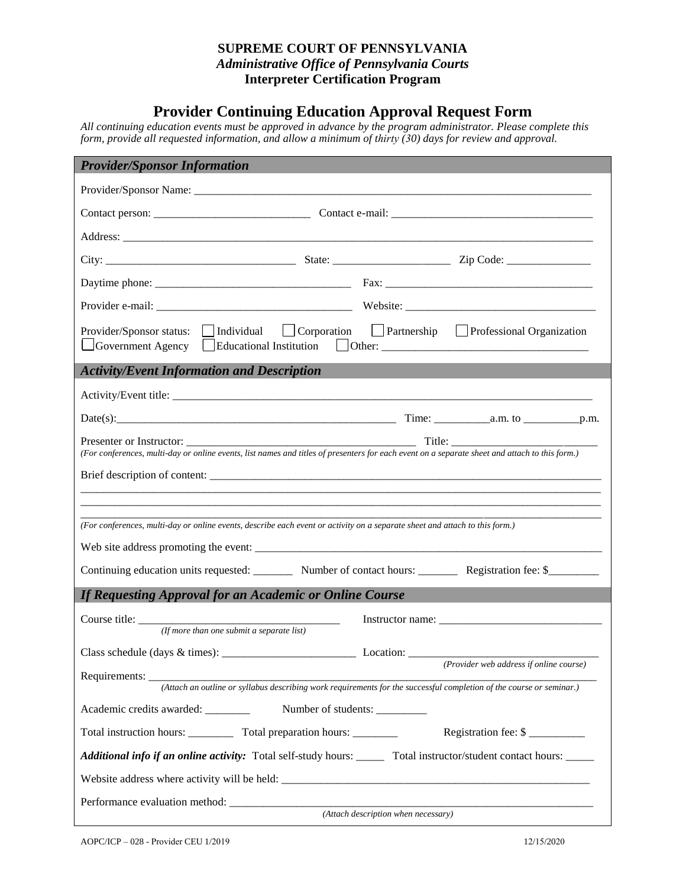**SUPREME COURT OF PENNSYLVANIA**
***Administrative Office of Pennsylvania Courts***
**Interpreter Certification Program**

# Provider Continuing Education Approval Request Form

*All continuing education events must be approved in advance by the program administrator. Please complete this form, provide all requested information, and allow a minimum of thirty (30) days for review and approval.*

## *Provider/Sponsor Information*

Provider/Sponsor Name: ___________________________________________________________________________

Contact person: ___________________________ Contact e-mail: ___________________________________

Address: ________________________________________________________________________________________

City: _________________________________ State: ____________________ Zip Code: _______________

Daytime phone: __________________________________ Fax: _____________________________________

Provider e-mail: __________________________________ Website: __________________________________

Provider/Sponsor status: ☐ Individual ☐ Corporation ☐ Partnership ☐ Professional Organization ☐ Government Agency ☐ Educational Institution ☐ Other: ___________________________________

## *Activity/Event Information and Description*

Activity/Event title: _____________________________________________________________________________

Date(s):__________________________________________________ Time: __________a.m. to __________p.m.

Presenter or Instructor: ________________________________________ Title: ___________________________

*(For conferences, multi-day or online events, list names and titles of presenters for each event on a separate sheet and attach to this form.)*

Brief description of content: _____________________________________________________________________

_____________________________________________________________________________________________

_____________________________________________________________________________________________

_____________________________________________________________________________________________

*(For conferences, multi-day or online events, describe each event or activity on a separate sheet and attach to this form.)*

Web site address promoting the event: ____________________________________________________________

Continuing education units requested: _______ Number of contact hours: _______ Registration fee: $________

## *If Requesting Approval for an Academic or Online Course*

Course title: ____________________________________ Instructor name: ____________________________

*(If more than one submit a separate list)*

Class schedule (days & times): ________________________ Location: _________________________________

*(Provider web address if online course)*

Requirements: ___________________________________________________________________________________

*(Attach an outline or syllabus describing work requirements for the successful completion of the course or seminar.)*

Academic credits awarded: ________ Number of students: _________

Total instruction hours: ________ Total preparation hours: ________ Registration fee: $ __________

***Additional info if an online activity:*** Total self-study hours: _____ Total instructor/student contact hours: _____

Website address where activity will be held: ________________________________________________________

Performance evaluation method: _________________________________________________________________

*(Attach description when necessary)*

AOPC/ICP – 028 - Provider CEU 1/2019 12/15/2020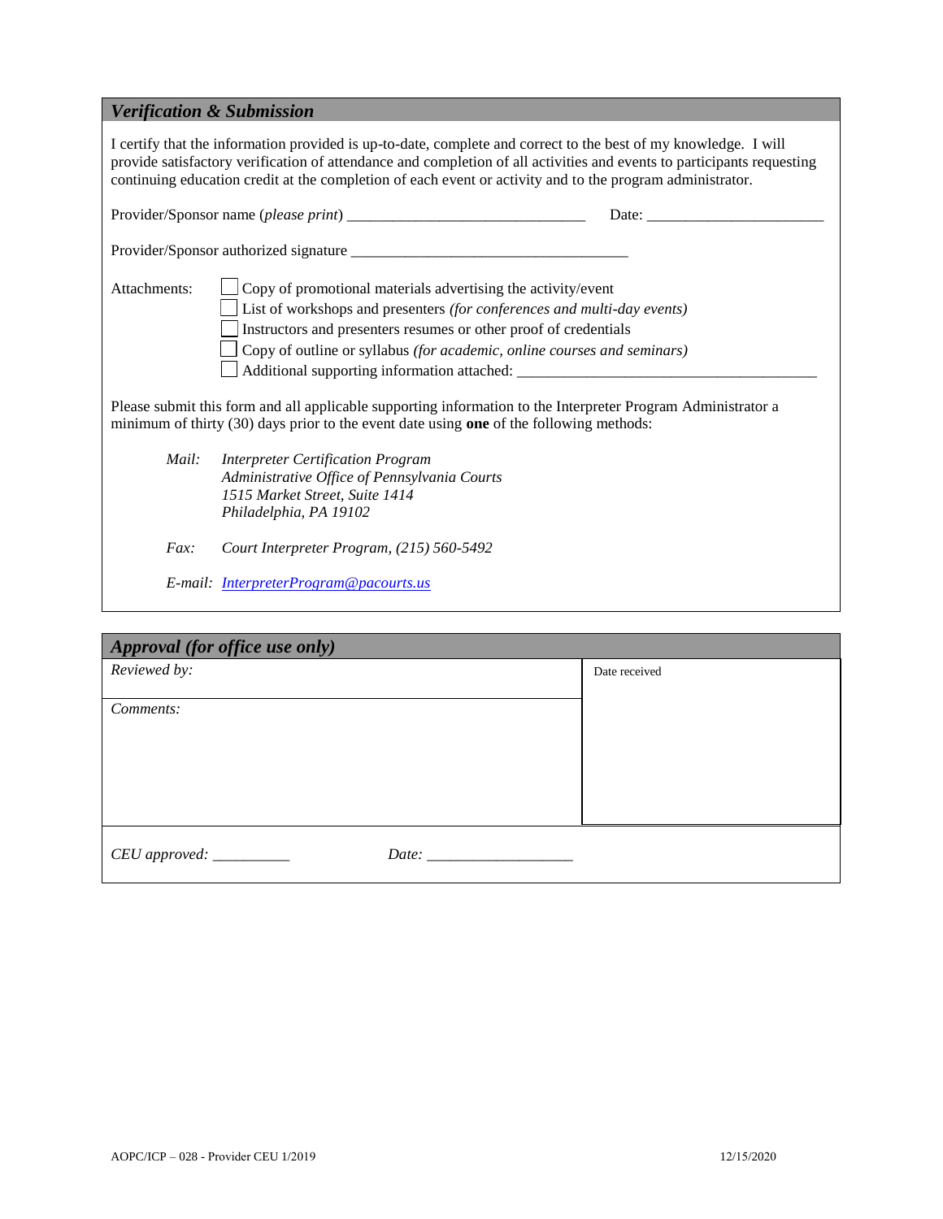## *Verification & Submission*

I certify that the information provided is up-to-date, complete and correct to the best of my knowledge. I will provide satisfactory verification of attendance and completion of all activities and events to participants requesting continuing education credit at the completion of each event or activity and to the program administrator.

Provider/Sponsor name (*please print*) ______________________________ Date: ______________________

Provider/Sponsor authorized signature ___________________________________

Attachments:

- ☐ Copy of promotional materials advertising the activity/event
- ☐ List of workshops and presenters *(for conferences and multi-day events)*
- ☐ Instructors and presenters resumes or other proof of credentials
- ☐ Copy of outline or syllabus *(for academic, online courses and seminars)*
- ☐ Additional supporting information attached: ______________________________________

Please submit this form and all applicable supporting information to the Interpreter Program Administrator a minimum of thirty (30) days prior to the event date using **one** of the following methods:

*Mail:* *Interpreter Certification Program*
*Administrative Office of Pennsylvania Courts*
*1515 Market Street, Suite 1414*
*Philadelphia, PA 19102*

*Fax:* *Court Interpreter Program, (215) 560-5492*

*E-mail:* *InterpreterProgram@pacourts.us*

## *Approval (for office use only)*

| | |
|---|---|
| *Reviewed by:* | Date received |
| *Comments:* | |
| *CEU approved:* __________ *Date:* ___________________ | |

AOPC/ICP – 028 - Provider CEU 1/2019 12/15/2020